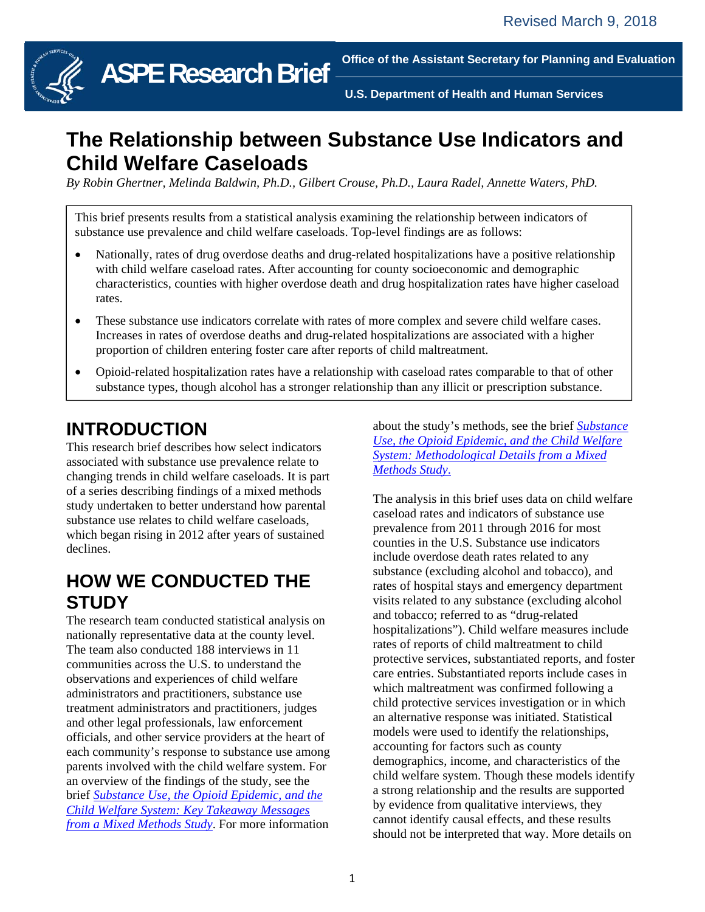Revised March 9, 2018

ASPE Research Brief

Office of the Assistant Secretary for Planning and Evaluation

U.S. Department of Health and Human Services

# The Relationship between Substance Use Indicators and Child Welfare Caseloads

*By Robin Ghertner, Melinda Baldwin, Ph.D., Gilbert Crouse, Ph.D., Laura Radel, Annette Waters, PhD.*

This brief presents results from a statistical analysis examining the relationship between indicators of substance use prevalence and child welfare caseloads. Top-level findings are as follows:

- Nationally, rates of drug overdose deaths and drug-related hospitalizations have a positive relationship with child welfare caseload rates. After accounting for county socioeconomic and demographic characteristics, counties with higher overdose death and drug hospitalization rates have higher caseload rates.
- These substance use indicators correlate with rates of more complex and severe child welfare cases. Increases in rates of overdose deaths and drug-related hospitalizations are associated with a higher proportion of children entering foster care after reports of child maltreatment.
- Opioid-related hospitalization rates have a relationship with caseload rates comparable to that of other substance types, though alcohol has a stronger relationship than any illicit or prescription substance.

## INTRODUCTION

This research brief describes how select indicators associated with substance use prevalence relate to changing trends in child welfare caseloads. It is part of a series describing findings of a mixed methods study undertaken to better understand how parental substance use relates to child welfare caseloads, which began rising in 2012 after years of sustained declines.

## HOW WE CONDUCTED THE STUDY

The research team conducted statistical analysis on nationally representative data at the county level. The team also conducted 188 interviews in 11 communities across the U.S. to understand the observations and experiences of child welfare administrators and practitioners, substance use treatment administrators and practitioners, judges and other legal professionals, law enforcement officials, and other service providers at the heart of each community's response to substance use among parents involved with the child welfare system. For an overview of the findings of the study, see the brief *Substance Use, the Opioid Epidemic, and the Child Welfare System: Key Takeaway Messages from a Mixed Methods Study*. For more information about the study's methods, see the brief *Substance Use, the Opioid Epidemic, and the Child Welfare System: Methodological Details from a Mixed Methods Study*.

The analysis in this brief uses data on child welfare caseload rates and indicators of substance use prevalence from 2011 through 2016 for most counties in the U.S. Substance use indicators include overdose death rates related to any substance (excluding alcohol and tobacco), and rates of hospital stays and emergency department visits related to any substance (excluding alcohol and tobacco; referred to as "drug-related hospitalizations"). Child welfare measures include rates of reports of child maltreatment to child protective services, substantiated reports, and foster care entries. Substantiated reports include cases in which maltreatment was confirmed following a child protective services investigation or in which an alternative response was initiated. Statistical models were used to identify the relationships, accounting for factors such as county demographics, income, and characteristics of the child welfare system. Though these models identify a strong relationship and the results are supported by evidence from qualitative interviews, they cannot identify causal effects, and these results should not be interpreted that way. More details on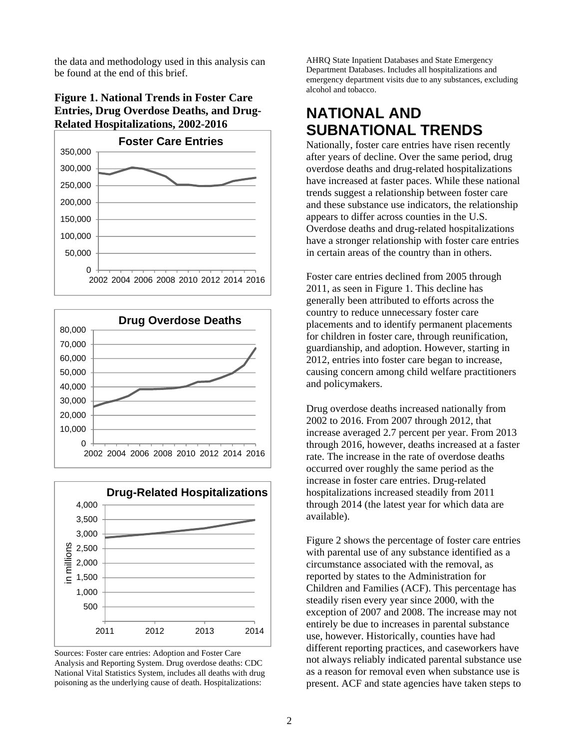the data and methodology used in this analysis can be found at the end of this brief.

**Figure 1. National Trends in Foster Care Entries, Drug Overdose Deaths, and Drug-Related Hospitalizations, 2002-2016**

Sources: Foster care entries: Adoption and Foster Care Analysis and Reporting System. Drug overdose deaths: CDC National Vital Statistics System, includes all deaths with drug poisoning as the underlying cause of death. Hospitalizations: AHRQ State Inpatient Databases and State Emergency Department Databases. Includes all hospitalizations and emergency department visits due to any substances, excluding alcohol and tobacco.

# NATIONAL AND SUBNATIONAL TRENDS

Nationally, foster care entries have risen recently after years of decline. Over the same period, drug overdose deaths and drug-related hospitalizations have increased at faster paces. While these national trends suggest a relationship between foster care and these substance use indicators, the relationship appears to differ across counties in the U.S. Overdose deaths and drug-related hospitalizations have a stronger relationship with foster care entries in certain areas of the country than in others.

Foster care entries declined from 2005 through 2011, as seen in Figure 1. This decline has generally been attributed to efforts across the country to reduce unnecessary foster care placements and to identify permanent placements for children in foster care, through reunification, guardianship, and adoption. However, starting in 2012, entries into foster care began to increase, causing concern among child welfare practitioners and policymakers.

Drug overdose deaths increased nationally from 2002 to 2016. From 2007 through 2012, that increase averaged 2.7 percent per year. From 2013 through 2016, however, deaths increased at a faster rate. The increase in the rate of overdose deaths occurred over roughly the same period as the increase in foster care entries. Drug-related hospitalizations increased steadily from 2011 through 2014 (the latest year for which data are available).

Figure 2 shows the percentage of foster care entries with parental use of any substance identified as a circumstance associated with the removal, as reported by states to the Administration for Children and Families (ACF). This percentage has steadily risen every year since 2000, with the exception of 2007 and 2008. The increase may not entirely be due to increases in parental substance use, however. Historically, counties have had different reporting practices, and caseworkers have not always reliably indicated parental substance use as a reason for removal even when substance use is present. ACF and state agencies have taken steps to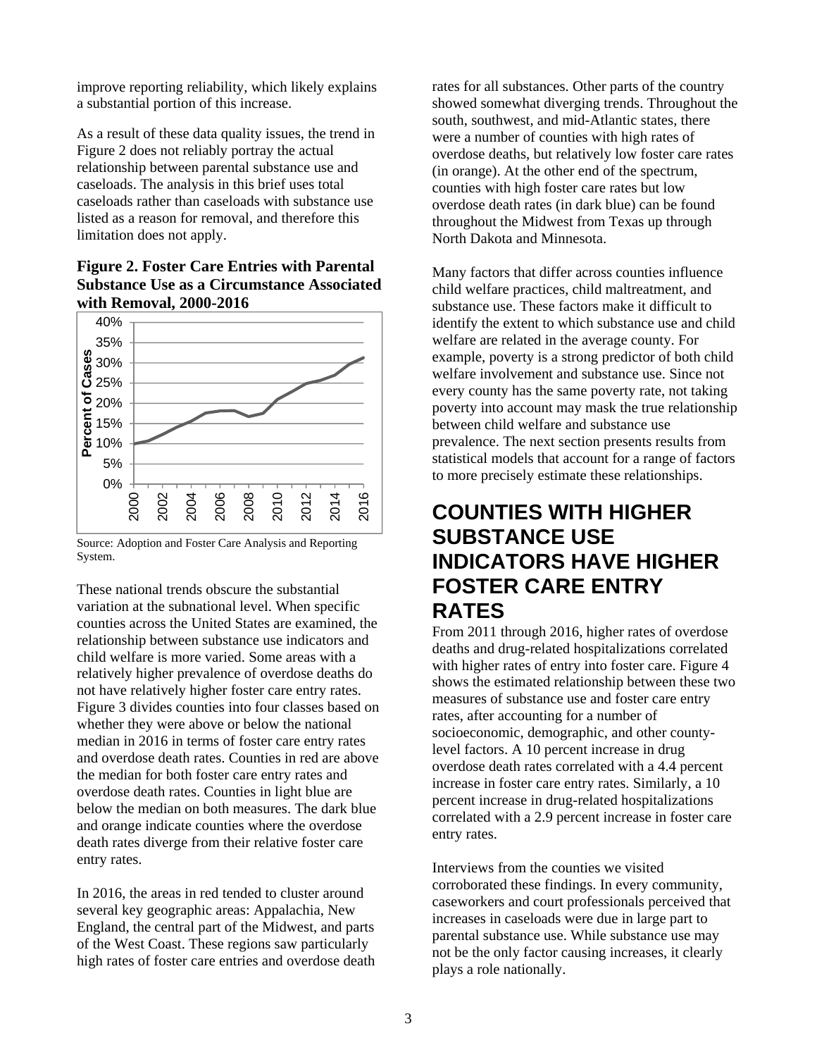improve reporting reliability, which likely explains a substantial portion of this increase.

As a result of these data quality issues, the trend in Figure 2 does not reliably portray the actual relationship between parental substance use and caseloads. The analysis in this brief uses total caseloads rather than caseloads with substance use listed as a reason for removal, and therefore this limitation does not apply.

**Figure 2. Foster Care Entries with Parental Substance Use as a Circumstance Associated with Removal, 2000-2016**

Source: Adoption and Foster Care Analysis and Reporting System.

These national trends obscure the substantial variation at the subnational level. When specific counties across the United States are examined, the relationship between substance use indicators and child welfare is more varied. Some areas with a relatively higher prevalence of overdose deaths do not have relatively higher foster care entry rates. Figure 3 divides counties into four classes based on whether they were above or below the national median in 2016 in terms of foster care entry rates and overdose death rates. Counties in red are above the median for both foster care entry rates and overdose death rates. Counties in light blue are below the median on both measures. The dark blue and orange indicate counties where the overdose death rates diverge from their relative foster care entry rates.

In 2016, the areas in red tended to cluster around several key geographic areas: Appalachia, New England, the central part of the Midwest, and parts of the West Coast. These regions saw particularly high rates of foster care entries and overdose death rates for all substances. Other parts of the country showed somewhat diverging trends. Throughout the south, southwest, and mid-Atlantic states, there were a number of counties with high rates of overdose deaths, but relatively low foster care rates (in orange). At the other end of the spectrum, counties with high foster care rates but low overdose death rates (in dark blue) can be found throughout the Midwest from Texas up through North Dakota and Minnesota.

Many factors that differ across counties influence child welfare practices, child maltreatment, and substance use. These factors make it difficult to identify the extent to which substance use and child welfare are related in the average county. For example, poverty is a strong predictor of both child welfare involvement and substance use. Since not every county has the same poverty rate, not taking poverty into account may mask the true relationship between child welfare and substance use prevalence. The next section presents results from statistical models that account for a range of factors to more precisely estimate these relationships.

## COUNTIES WITH HIGHER SUBSTANCE USE INDICATORS HAVE HIGHER FOSTER CARE ENTRY RATES

From 2011 through 2016, higher rates of overdose deaths and drug-related hospitalizations correlated with higher rates of entry into foster care. Figure 4 shows the estimated relationship between these two measures of substance use and foster care entry rates, after accounting for a number of socioeconomic, demographic, and other county-level factors. A 10 percent increase in drug overdose death rates correlated with a 4.4 percent increase in foster care entry rates. Similarly, a 10 percent increase in drug-related hospitalizations correlated with a 2.9 percent increase in foster care entry rates.

Interviews from the counties we visited corroborated these findings. In every community, caseworkers and court professionals perceived that increases in caseloads were due in large part to parental substance use. While substance use may not be the only factor causing increases, it clearly plays a role nationally.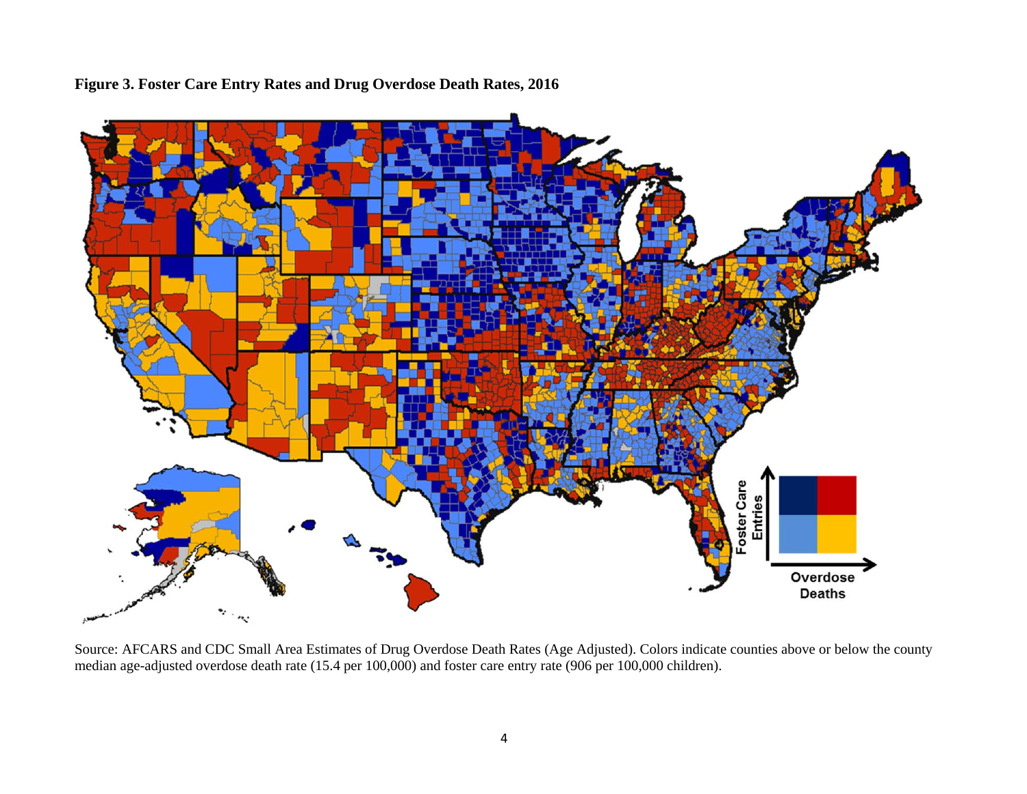**Figure 3. Foster Care Entry Rates and Drug Overdose Death Rates, 2016**

Source: AFCARS and CDC Small Area Estimates of Drug Overdose Death Rates (Age Adjusted). Colors indicate counties above or below the county median age-adjusted overdose death rate (15.4 per 100,000) and foster care entry rate (906 per 100,000 children).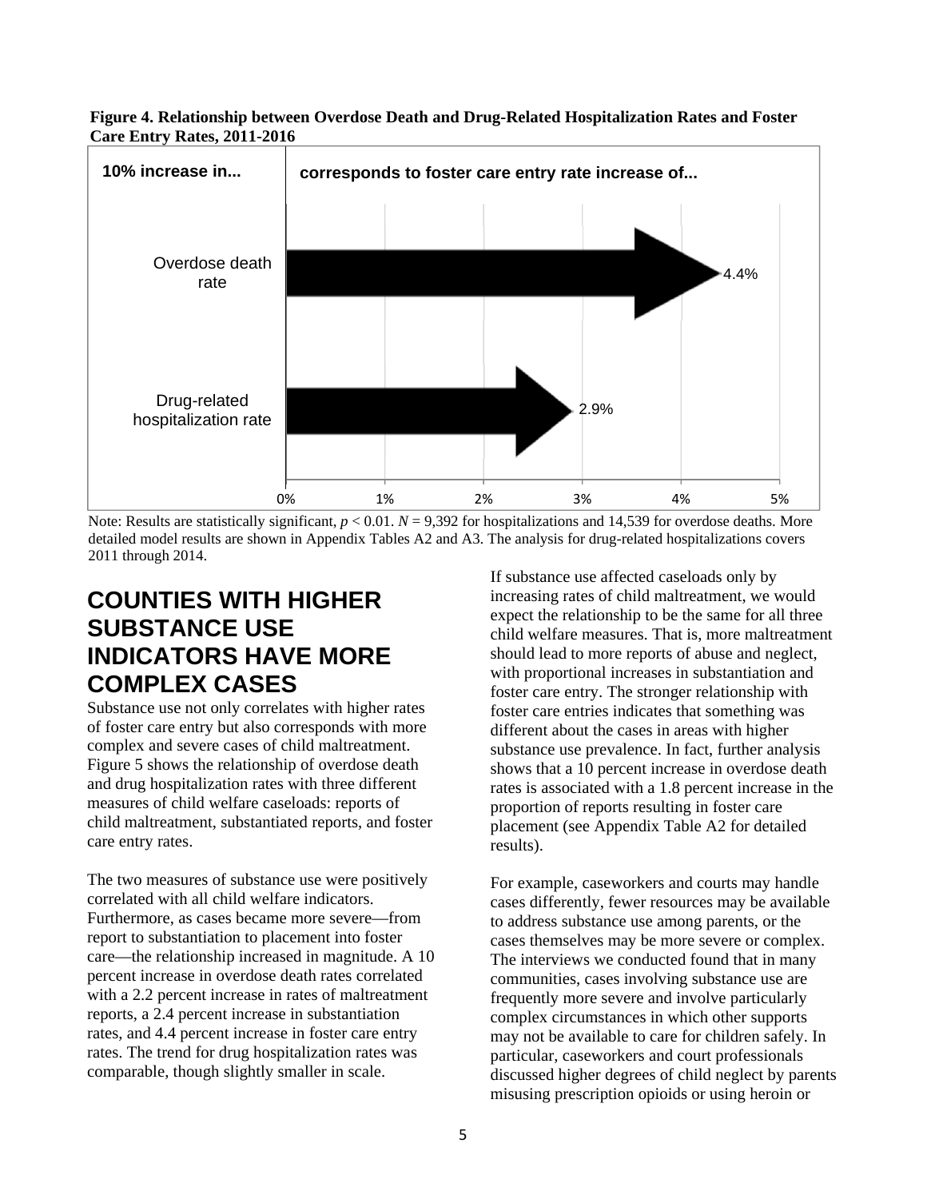**Figure 4. Relationship between Overdose Death and Drug-Related Hospitalization Rates and Foster Care Entry Rates, 2011-2016**

| 10% increase in... | corresponds to foster care entry rate increase of... |
| --- | --- |
| Overdose death rate | 4.4% |
| Drug-related hospitalization rate | 2.9% |

Note: Results are statistically significant, $p < 0.01$. $N = 9{,}392$ for hospitalizations and 14,539 for overdose deaths. More detailed model results are shown in Appendix Tables A2 and A3. The analysis for drug-related hospitalizations covers 2011 through 2014.

## COUNTIES WITH HIGHER SUBSTANCE USE INDICATORS HAVE MORE COMPLEX CASES

Substance use not only correlates with higher rates of foster care entry but also corresponds with more complex and severe cases of child maltreatment. Figure 5 shows the relationship of overdose death and drug hospitalization rates with three different measures of child welfare caseloads: reports of child maltreatment, substantiated reports, and foster care entry rates.

The two measures of substance use were positively correlated with all child welfare indicators. Furthermore, as cases became more severe—from report to substantiation to placement into foster care—the relationship increased in magnitude. A 10 percent increase in overdose death rates correlated with a 2.2 percent increase in rates of maltreatment reports, a 2.4 percent increase in substantiation rates, and 4.4 percent increase in foster care entry rates. The trend for drug hospitalization rates was comparable, though slightly smaller in scale.

If substance use affected caseloads only by increasing rates of child maltreatment, we would expect the relationship to be the same for all three child welfare measures. That is, more maltreatment should lead to more reports of abuse and neglect, with proportional increases in substantiation and foster care entry. The stronger relationship with foster care entries indicates that something was different about the cases in areas with higher substance use prevalence. In fact, further analysis shows that a 10 percent increase in overdose death rates is associated with a 1.8 percent increase in the proportion of reports resulting in foster care placement (see Appendix Table A2 for detailed results).

For example, caseworkers and courts may handle cases differently, fewer resources may be available to address substance use among parents, or the cases themselves may be more severe or complex. The interviews we conducted found that in many communities, cases involving substance use are frequently more severe and involve particularly complex circumstances in which other supports may not be available to care for children safely. In particular, caseworkers and court professionals discussed higher degrees of child neglect by parents misusing prescription opioids or using heroin or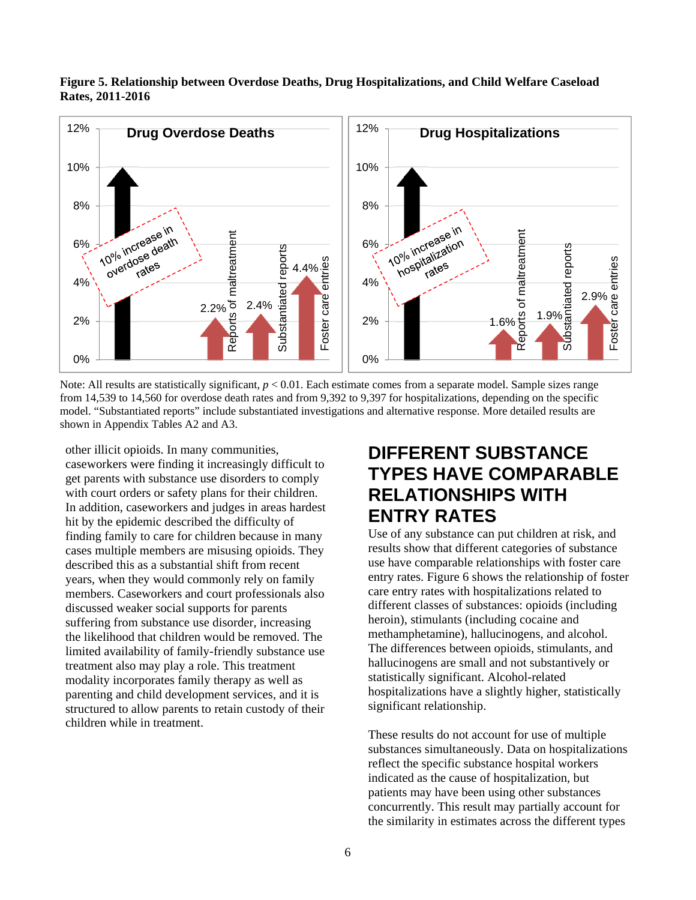**Figure 5. Relationship between Overdose Deaths, Drug Hospitalizations, and Child Welfare Caseload Rates, 2011-2016**

Note: All results are statistically significant, $p < 0.01$. Each estimate comes from a separate model. Sample sizes range from 14,539 to 14,560 for overdose death rates and from 9,392 to 9,397 for hospitalizations, depending on the specific model. "Substantiated reports" include substantiated investigations and alternative response. More detailed results are shown in Appendix Tables A2 and A3.

other illicit opioids. In many communities, caseworkers were finding it increasingly difficult to get parents with substance use disorders to comply with court orders or safety plans for their children. In addition, caseworkers and judges in areas hardest hit by the epidemic described the difficulty of finding family to care for children because in many cases multiple members are misusing opioids. They described this as a substantial shift from recent years, when they would commonly rely on family members. Caseworkers and court professionals also discussed weaker social supports for parents suffering from substance use disorder, increasing the likelihood that children would be removed. The limited availability of family-friendly substance use treatment also may play a role. This treatment modality incorporates family therapy as well as parenting and child development services, and it is structured to allow parents to retain custody of their children while in treatment.

## DIFFERENT SUBSTANCE TYPES HAVE COMPARABLE RELATIONSHIPS WITH ENTRY RATES

Use of any substance can put children at risk, and results show that different categories of substance use have comparable relationships with foster care entry rates. Figure 6 shows the relationship of foster care entry rates with hospitalizations related to different classes of substances: opioids (including heroin), stimulants (including cocaine and methamphetamine), hallucinogens, and alcohol. The differences between opioids, stimulants, and hallucinogens are small and not substantively or statistically significant. Alcohol-related hospitalizations have a slightly higher, statistically significant relationship.

These results do not account for use of multiple substances simultaneously. Data on hospitalizations reflect the specific substance hospital workers indicated as the cause of hospitalization, but patients may have been using other substances concurrently. This result may partially account for the similarity in estimates across the different types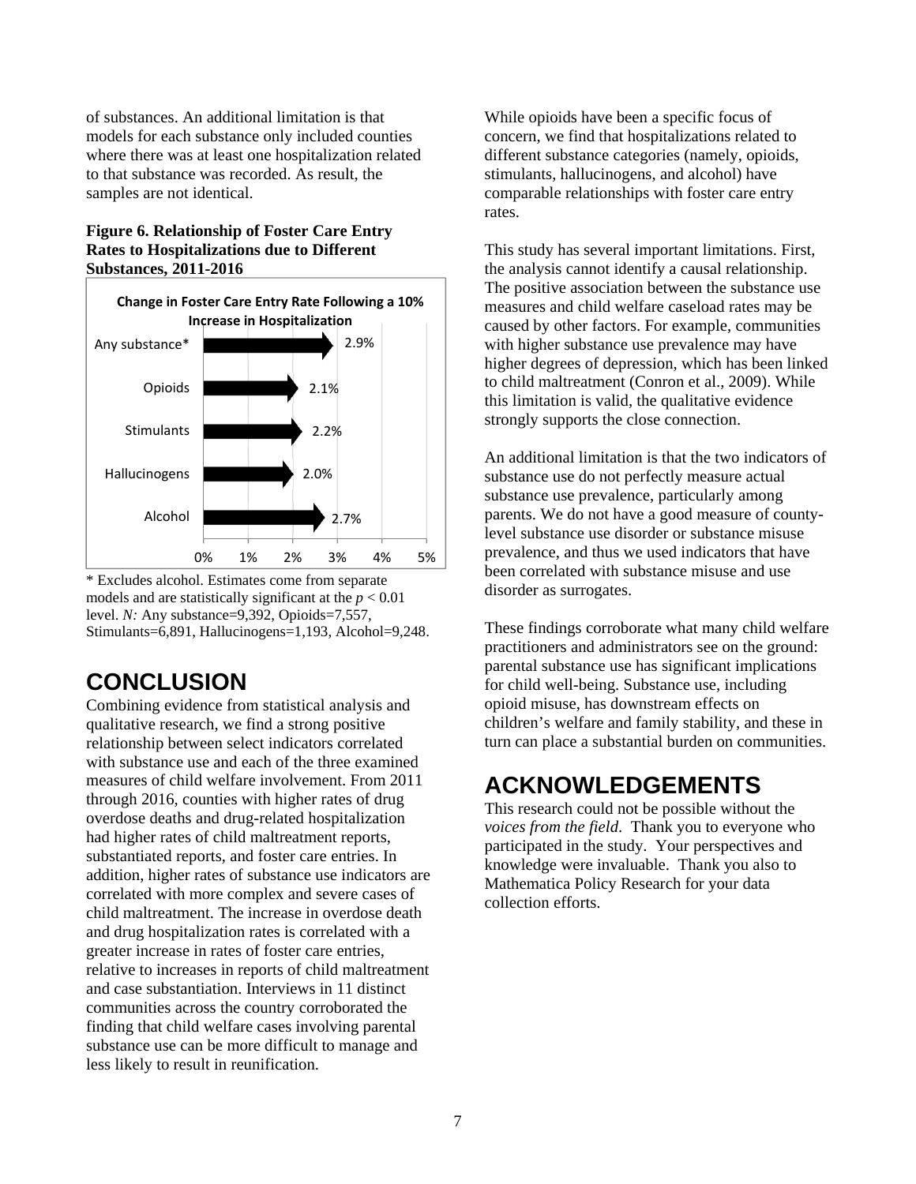of substances. An additional limitation is that models for each substance only included counties where there was at least one hospitalization related to that substance was recorded. As result, the samples are not identical.

**Figure 6. Relationship of Foster Care Entry Rates to Hospitalizations due to Different Substances, 2011-2016**

**Change in Foster Care Entry Rate Following a 10% Increase in Hospitalization**

| Substance | Change |
|---|---|
| Any substance* | 2.9% |
| Opioids | 2.1% |
| Stimulants | 2.2% |
| Hallucinogens | 2.0% |
| Alcohol | 2.7% |

\* Excludes alcohol. Estimates come from separate models and are statistically significant at the $p < 0.01$ level. *N:* Any substance=9,392, Opioids=7,557, Stimulants=6,891, Hallucinogens=1,193, Alcohol=9,248.

# CONCLUSION

Combining evidence from statistical analysis and qualitative research, we find a strong positive relationship between select indicators correlated with substance use and each of the three examined measures of child welfare involvement. From 2011 through 2016, counties with higher rates of drug overdose deaths and drug-related hospitalization had higher rates of child maltreatment reports, substantiated reports, and foster care entries. In addition, higher rates of substance use indicators are correlated with more complex and severe cases of child maltreatment. The increase in overdose death and drug hospitalization rates is correlated with a greater increase in rates of foster care entries, relative to increases in reports of child maltreatment and case substantiation. Interviews in 11 distinct communities across the country corroborated the finding that child welfare cases involving parental substance use can be more difficult to manage and less likely to result in reunification.

While opioids have been a specific focus of concern, we find that hospitalizations related to different substance categories (namely, opioids, stimulants, hallucinogens, and alcohol) have comparable relationships with foster care entry rates.

This study has several important limitations. First, the analysis cannot identify a causal relationship. The positive association between the substance use measures and child welfare caseload rates may be caused by other factors. For example, communities with higher substance use prevalence may have higher degrees of depression, which has been linked to child maltreatment (Conron et al., 2009). While this limitation is valid, the qualitative evidence strongly supports the close connection.

An additional limitation is that the two indicators of substance use do not perfectly measure actual substance use prevalence, particularly among parents. We do not have a good measure of county-level substance use disorder or substance misuse prevalence, and thus we used indicators that have been correlated with substance misuse and use disorder as surrogates.

These findings corroborate what many child welfare practitioners and administrators see on the ground: parental substance use has significant implications for child well-being. Substance use, including opioid misuse, has downstream effects on children's welfare and family stability, and these in turn can place a substantial burden on communities.

# ACKNOWLEDGEMENTS

This research could not be possible without the *voices from the field*. Thank you to everyone who participated in the study. Your perspectives and knowledge were invaluable. Thank you also to Mathematica Policy Research for your data collection efforts.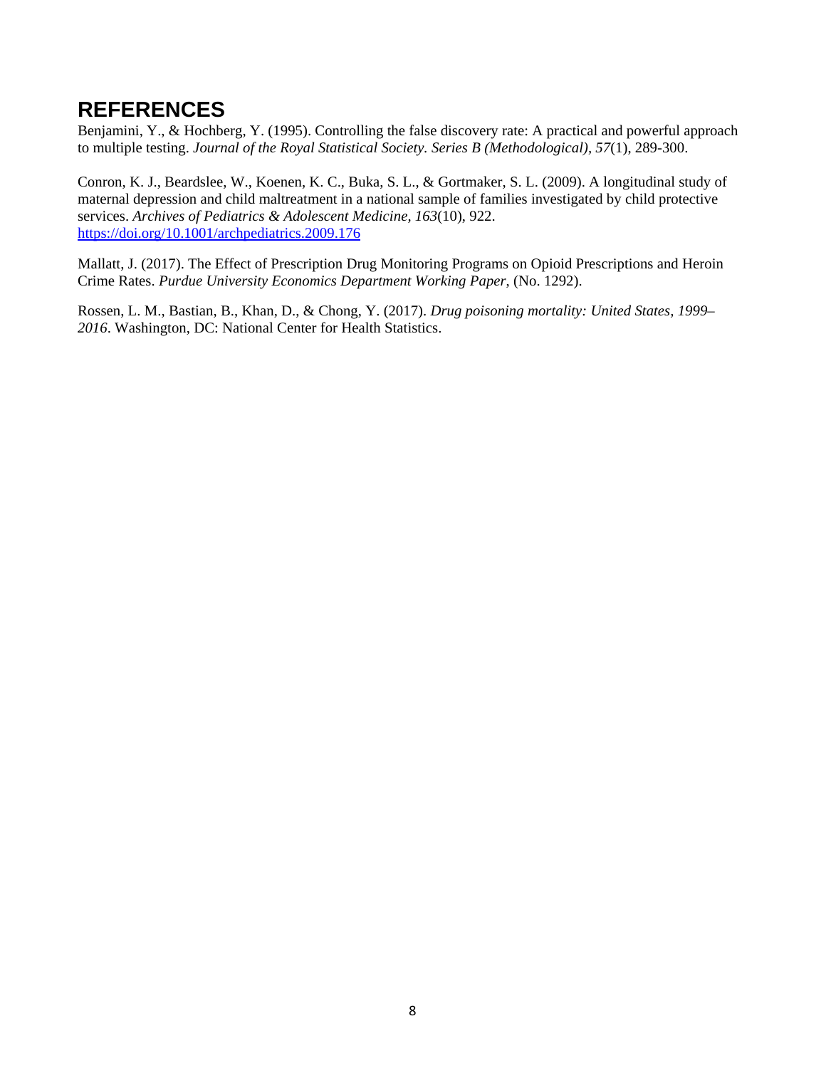# REFERENCES

Benjamini, Y., & Hochberg, Y. (1995). Controlling the false discovery rate: A practical and powerful approach to multiple testing. *Journal of the Royal Statistical Society. Series B (Methodological), 57*(1), 289-300.

Conron, K. J., Beardslee, W., Koenen, K. C., Buka, S. L., & Gortmaker, S. L. (2009). A longitudinal study of maternal depression and child maltreatment in a national sample of families investigated by child protective services. *Archives of Pediatrics & Adolescent Medicine*, *163*(10), 922. https://doi.org/10.1001/archpediatrics.2009.176

Mallatt, J. (2017). The Effect of Prescription Drug Monitoring Programs on Opioid Prescriptions and Heroin Crime Rates. *Purdue University Economics Department Working Paper*, (No. 1292).

Rossen, L. M., Bastian, B., Khan, D., & Chong, Y. (2017). *Drug poisoning mortality: United States, 1999–2016*. Washington, DC: National Center for Health Statistics.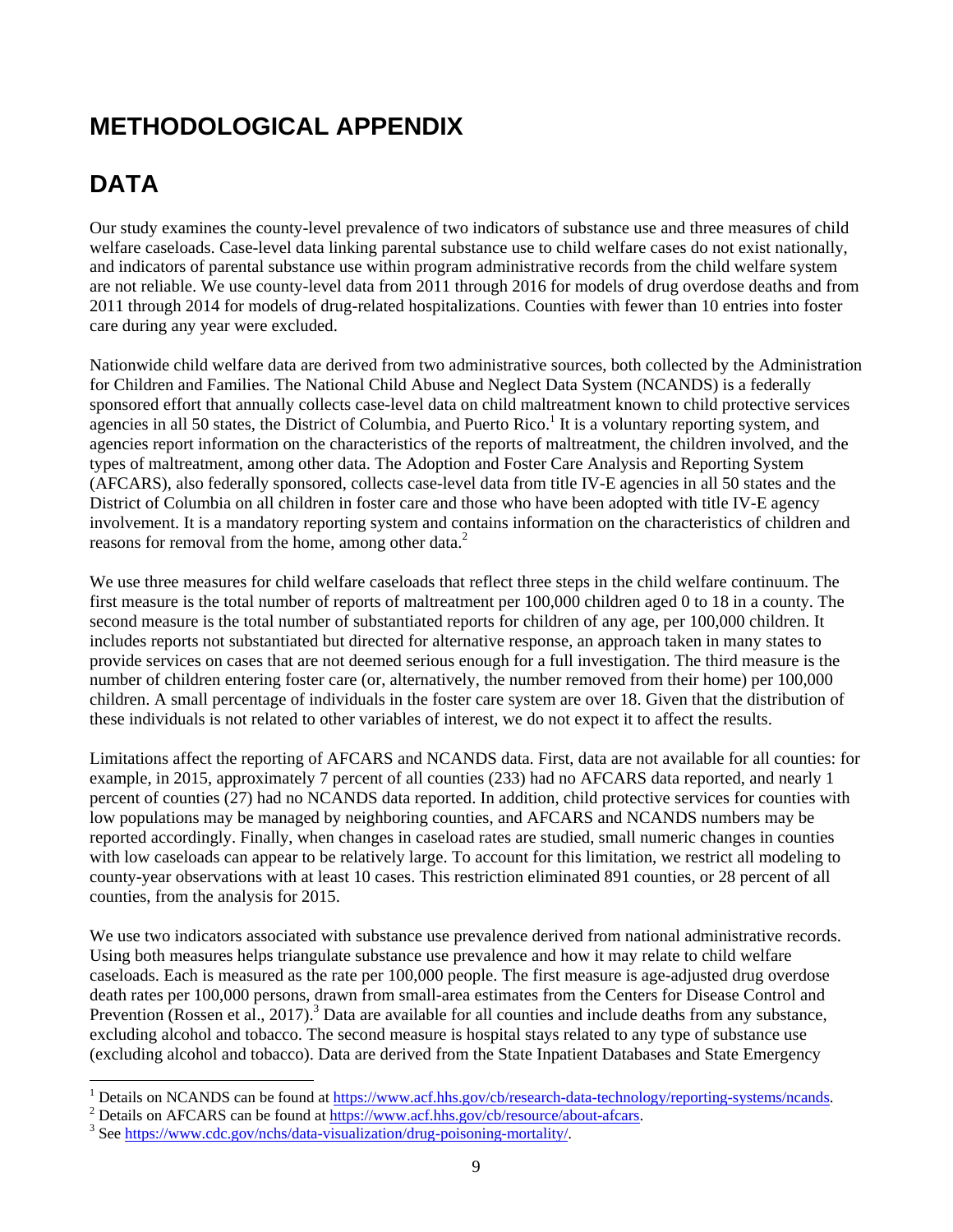# METHODOLOGICAL APPENDIX

# DATA

Our study examines the county-level prevalence of two indicators of substance use and three measures of child welfare caseloads. Case-level data linking parental substance use to child welfare cases do not exist nationally, and indicators of parental substance use within program administrative records from the child welfare system are not reliable. We use county-level data from 2011 through 2016 for models of drug overdose deaths and from 2011 through 2014 for models of drug-related hospitalizations. Counties with fewer than 10 entries into foster care during any year were excluded.

Nationwide child welfare data are derived from two administrative sources, both collected by the Administration for Children and Families. The National Child Abuse and Neglect Data System (NCANDS) is a federally sponsored effort that annually collects case-level data on child maltreatment known to child protective services agencies in all 50 states, the District of Columbia, and Puerto Rico.[1] It is a voluntary reporting system, and agencies report information on the characteristics of the reports of maltreatment, the children involved, and the types of maltreatment, among other data. The Adoption and Foster Care Analysis and Reporting System (AFCARS), also federally sponsored, collects case-level data from title IV-E agencies in all 50 states and the District of Columbia on all children in foster care and those who have been adopted with title IV-E agency involvement. It is a mandatory reporting system and contains information on the characteristics of children and reasons for removal from the home, among other data.[2]

We use three measures for child welfare caseloads that reflect three steps in the child welfare continuum. The first measure is the total number of reports of maltreatment per 100,000 children aged 0 to 18 in a county. The second measure is the total number of substantiated reports for children of any age, per 100,000 children. It includes reports not substantiated but directed for alternative response, an approach taken in many states to provide services on cases that are not deemed serious enough for a full investigation. The third measure is the number of children entering foster care (or, alternatively, the number removed from their home) per 100,000 children. A small percentage of individuals in the foster care system are over 18. Given that the distribution of these individuals is not related to other variables of interest, we do not expect it to affect the results.

Limitations affect the reporting of AFCARS and NCANDS data. First, data are not available for all counties: for example, in 2015, approximately 7 percent of all counties (233) had no AFCARS data reported, and nearly 1 percent of counties (27) had no NCANDS data reported. In addition, child protective services for counties with low populations may be managed by neighboring counties, and AFCARS and NCANDS numbers may be reported accordingly. Finally, when changes in caseload rates are studied, small numeric changes in counties with low caseloads can appear to be relatively large. To account for this limitation, we restrict all modeling to county-year observations with at least 10 cases. This restriction eliminated 891 counties, or 28 percent of all counties, from the analysis for 2015.

We use two indicators associated with substance use prevalence derived from national administrative records. Using both measures helps triangulate substance use prevalence and how it may relate to child welfare caseloads. Each is measured as the rate per 100,000 people. The first measure is age-adjusted drug overdose death rates per 100,000 persons, drawn from small-area estimates from the Centers for Disease Control and Prevention (Rossen et al., 2017).[3] Data are available for all counties and include deaths from any substance, excluding alcohol and tobacco. The second measure is hospital stays related to any type of substance use (excluding alcohol and tobacco). Data are derived from the State Inpatient Databases and State Emergency

---

[1] Details on NCANDS can be found at https://www.acf.hhs.gov/cb/research-data-technology/reporting-systems/ncands.

[2] Details on AFCARS can be found at https://www.acf.hhs.gov/cb/resource/about-afcars.

[3] See https://www.cdc.gov/nchs/data-visualization/drug-poisoning-mortality/.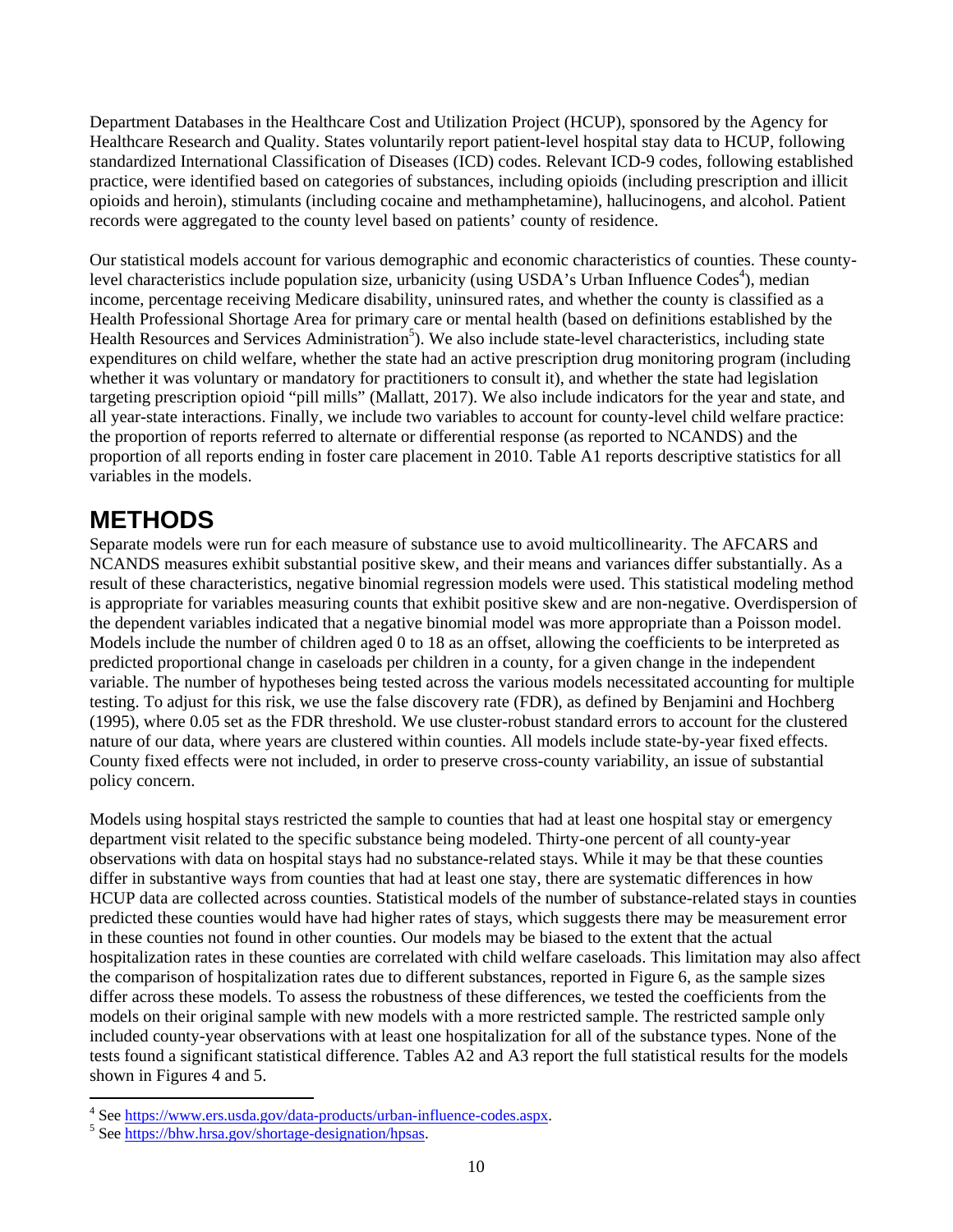Department Databases in the Healthcare Cost and Utilization Project (HCUP), sponsored by the Agency for Healthcare Research and Quality. States voluntarily report patient-level hospital stay data to HCUP, following standardized International Classification of Diseases (ICD) codes. Relevant ICD-9 codes, following established practice, were identified based on categories of substances, including opioids (including prescription and illicit opioids and heroin), stimulants (including cocaine and methamphetamine), hallucinogens, and alcohol. Patient records were aggregated to the county level based on patients' county of residence.

Our statistical models account for various demographic and economic characteristics of counties. These county-level characteristics include population size, urbanicity (using USDA's Urban Influence Codes[4]), median income, percentage receiving Medicare disability, uninsured rates, and whether the county is classified as a Health Professional Shortage Area for primary care or mental health (based on definitions established by the Health Resources and Services Administration[5]). We also include state-level characteristics, including state expenditures on child welfare, whether the state had an active prescription drug monitoring program (including whether it was voluntary or mandatory for practitioners to consult it), and whether the state had legislation targeting prescription opioid "pill mills" (Mallatt, 2017). We also include indicators for the year and state, and all year-state interactions. Finally, we include two variables to account for county-level child welfare practice: the proportion of reports referred to alternate or differential response (as reported to NCANDS) and the proportion of all reports ending in foster care placement in 2010. Table A1 reports descriptive statistics for all variables in the models.

# METHODS

Separate models were run for each measure of substance use to avoid multicollinearity. The AFCARS and NCANDS measures exhibit substantial positive skew, and their means and variances differ substantially. As a result of these characteristics, negative binomial regression models were used. This statistical modeling method is appropriate for variables measuring counts that exhibit positive skew and are non-negative. Overdispersion of the dependent variables indicated that a negative binomial model was more appropriate than a Poisson model. Models include the number of children aged 0 to 18 as an offset, allowing the coefficients to be interpreted as predicted proportional change in caseloads per children in a county, for a given change in the independent variable. The number of hypotheses being tested across the various models necessitated accounting for multiple testing. To adjust for this risk, we use the false discovery rate (FDR), as defined by Benjamini and Hochberg (1995), where 0.05 set as the FDR threshold. We use cluster-robust standard errors to account for the clustered nature of our data, where years are clustered within counties. All models include state-by-year fixed effects. County fixed effects were not included, in order to preserve cross-county variability, an issue of substantial policy concern.

Models using hospital stays restricted the sample to counties that had at least one hospital stay or emergency department visit related to the specific substance being modeled. Thirty-one percent of all county-year observations with data on hospital stays had no substance-related stays. While it may be that these counties differ in substantive ways from counties that had at least one stay, there are systematic differences in how HCUP data are collected across counties. Statistical models of the number of substance-related stays in counties predicted these counties would have had higher rates of stays, which suggests there may be measurement error in these counties not found in other counties. Our models may be biased to the extent that the actual hospitalization rates in these counties are correlated with child welfare caseloads. This limitation may also affect the comparison of hospitalization rates due to different substances, reported in Figure 6, as the sample sizes differ across these models. To assess the robustness of these differences, we tested the coefficients from the models on their original sample with new models with a more restricted sample. The restricted sample only included county-year observations with at least one hospitalization for all of the substance types. None of the tests found a significant statistical difference. Tables A2 and A3 report the full statistical results for the models shown in Figures 4 and 5.

[4] See https://www.ers.usda.gov/data-products/urban-influence-codes.aspx.

[5] See https://bhw.hrsa.gov/shortage-designation/hpsas.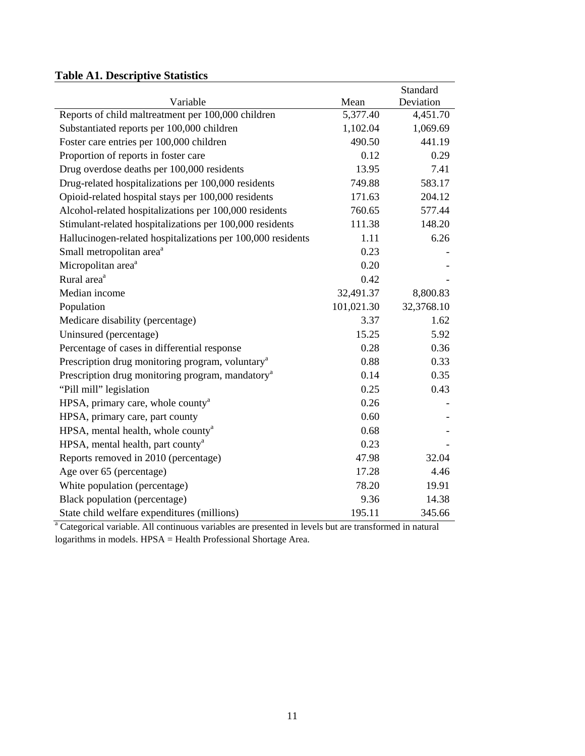**Table A1. Descriptive Statistics**

| Variable | Mean | Standard Deviation |
|---|---|---|
| Reports of child maltreatment per 100,000 children | 5,377.40 | 4,451.70 |
| Substantiated reports per 100,000 children | 1,102.04 | 1,069.69 |
| Foster care entries per 100,000 children | 490.50 | 441.19 |
| Proportion of reports in foster care | 0.12 | 0.29 |
| Drug overdose deaths per 100,000 residents | 13.95 | 7.41 |
| Drug-related hospitalizations per 100,000 residents | 749.88 | 583.17 |
| Opioid-related hospital stays per 100,000 residents | 171.63 | 204.12 |
| Alcohol-related hospitalizations per 100,000 residents | 760.65 | 577.44 |
| Stimulant-related hospitalizations per 100,000 residents | 111.38 | 148.20 |
| Hallucinogen-related hospitalizations per 100,000 residents | 1.11 | 6.26 |
| Small metropolitan area[a] | 0.23 | - |
| Micropolitan area[a] | 0.20 | - |
| Rural area[a] | 0.42 | - |
| Median income | 32,491.37 | 8,800.83 |
| Population | 101,021.30 | 32,3768.10 |
| Medicare disability (percentage) | 3.37 | 1.62 |
| Uninsured (percentage) | 15.25 | 5.92 |
| Percentage of cases in differential response | 0.28 | 0.36 |
| Prescription drug monitoring program, voluntary[a] | 0.88 | 0.33 |
| Prescription drug monitoring program, mandatory[a] | 0.14 | 0.35 |
| "Pill mill" legislation | 0.25 | 0.43 |
| HPSA, primary care, whole county[a] | 0.26 | - |
| HPSA, primary care, part county | 0.60 | - |
| HPSA, mental health, whole county[a] | 0.68 | - |
| HPSA, mental health, part county[a] | 0.23 | - |
| Reports removed in 2010 (percentage) | 47.98 | 32.04 |
| Age over 65 (percentage) | 17.28 | 4.46 |
| White population (percentage) | 78.20 | 19.91 |
| Black population (percentage) | 9.36 | 14.38 |
| State child welfare expenditures (millions) | 195.11 | 345.66 |

[a] Categorical variable. All continuous variables are presented in levels but are transformed in natural logarithms in models. HPSA = Health Professional Shortage Area.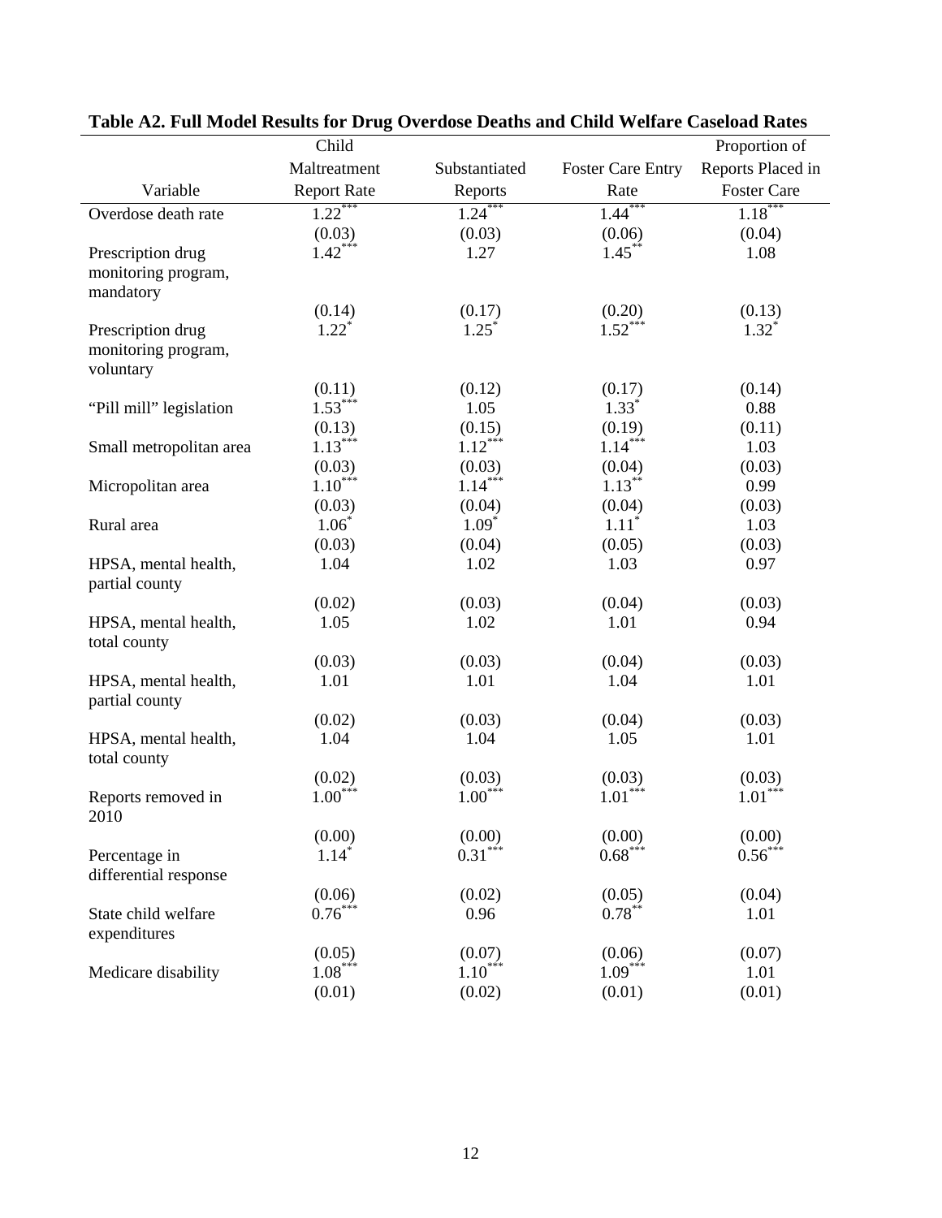**Table A2. Full Model Results for Drug Overdose Deaths and Child Welfare Caseload Rates**

| Variable | Child Maltreatment Report Rate | Substantiated Reports | Foster Care Entry Rate | Proportion of Reports Placed in Foster Care |
|---|---|---|---|---|
| Overdose death rate | 1.22*** | 1.24*** | 1.44*** | 1.18*** |
| | (0.03) | (0.03) | (0.06) | (0.04) |
| Prescription drug monitoring program, mandatory | 1.42*** | 1.27 | 1.45** | 1.08 |
| | (0.14) | (0.17) | (0.20) | (0.13) |
| Prescription drug monitoring program, voluntary | 1.22* | 1.25* | 1.52*** | 1.32* |
| | (0.11) | (0.12) | (0.17) | (0.14) |
| "Pill mill" legislation | 1.53*** | 1.05 | 1.33* | 0.88 |
| | (0.13) | (0.15) | (0.19) | (0.11) |
| Small metropolitan area | 1.13*** | 1.12*** | 1.14*** | 1.03 |
| | (0.03) | (0.03) | (0.04) | (0.03) |
| Micropolitan area | 1.10*** | 1.14*** | 1.13** | 0.99 |
| | (0.03) | (0.04) | (0.04) | (0.03) |
| Rural area | 1.06* | 1.09* | 1.11* | 1.03 |
| | (0.03) | (0.04) | (0.05) | (0.03) |
| HPSA, mental health, partial county | 1.04 | 1.02 | 1.03 | 0.97 |
| | (0.02) | (0.03) | (0.04) | (0.03) |
| HPSA, mental health, total county | 1.05 | 1.02 | 1.01 | 0.94 |
| | (0.03) | (0.03) | (0.04) | (0.03) |
| HPSA, mental health, partial county | 1.01 | 1.01 | 1.04 | 1.01 |
| | (0.02) | (0.03) | (0.04) | (0.03) |
| HPSA, mental health, total county | 1.04 | 1.04 | 1.05 | 1.01 |
| | (0.02) | (0.03) | (0.03) | (0.03) |
| Reports removed in 2010 | 1.00*** | 1.00*** | 1.01*** | 1.01*** |
| | (0.00) | (0.00) | (0.00) | (0.00) |
| Percentage in differential response | 1.14* | 0.31*** | 0.68*** | 0.56*** |
| | (0.06) | (0.02) | (0.05) | (0.04) |
| State child welfare expenditures | 0.76*** | 0.96 | 0.78** | 1.01 |
| | (0.05) | (0.07) | (0.06) | (0.07) |
| Medicare disability | 1.08*** | 1.10*** | 1.09*** | 1.01 |
| | (0.01) | (0.02) | (0.01) | (0.01) |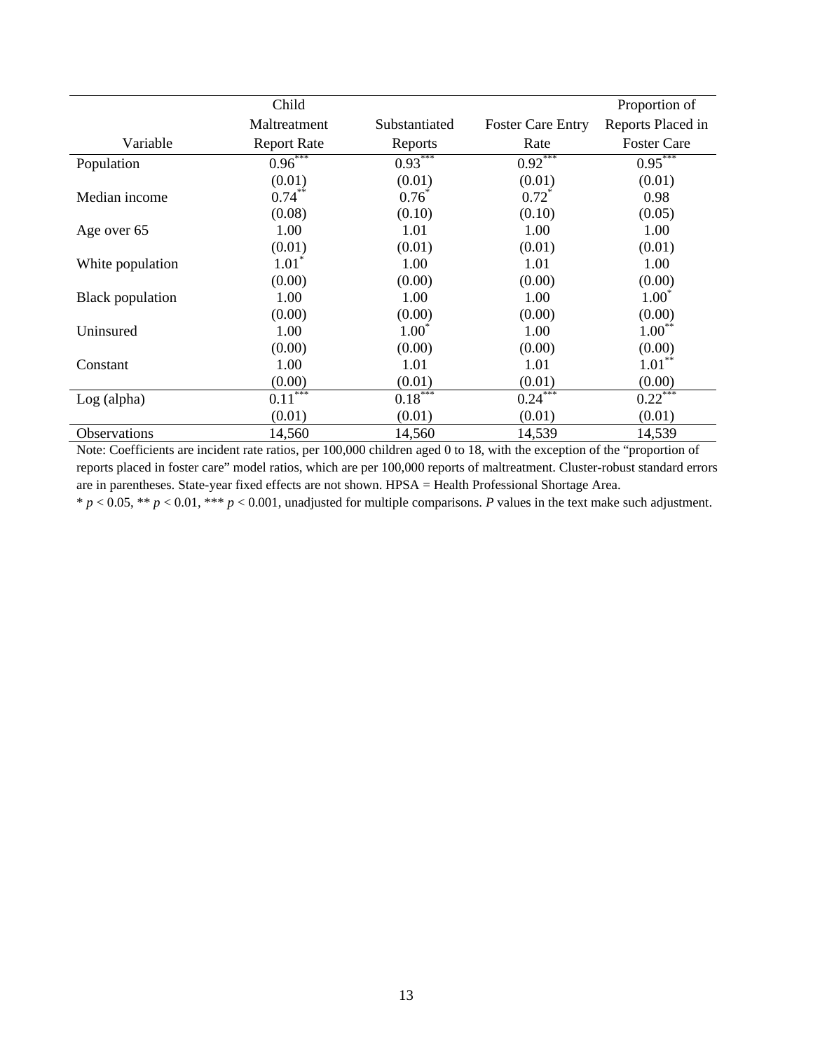| Variable | Child Maltreatment Report Rate | Substantiated Reports | Foster Care Entry Rate | Proportion of Reports Placed in Foster Care |
|---|---|---|---|---|
| Population | 0.96*** | 0.93*** | 0.92*** | 0.95*** |
| | (0.01) | (0.01) | (0.01) | (0.01) |
| Median income | 0.74** | 0.76* | 0.72* | 0.98 |
| | (0.08) | (0.10) | (0.10) | (0.05) |
| Age over 65 | 1.00 | 1.01 | 1.00 | 1.00 |
| | (0.01) | (0.01) | (0.01) | (0.01) |
| White population | 1.01* | 1.00 | 1.01 | 1.00 |
| | (0.00) | (0.00) | (0.00) | (0.00) |
| Black population | 1.00 | 1.00 | 1.00 | 1.00* |
| | (0.00) | (0.00) | (0.00) | (0.00) |
| Uninsured | 1.00 | 1.00* | 1.00 | 1.00** |
| | (0.00) | (0.00) | (0.00) | (0.00) |
| Constant | 1.00 | 1.01 | 1.01 | 1.01** |
| | (0.00) | (0.01) | (0.01) | (0.00) |
| Log (alpha) | 0.11*** | 0.18*** | 0.24*** | 0.22*** |
| | (0.01) | (0.01) | (0.01) | (0.01) |
| Observations | 14,560 | 14,560 | 14,539 | 14,539 |

Note: Coefficients are incident rate ratios, per 100,000 children aged 0 to 18, with the exception of the "proportion of reports placed in foster care" model ratios, which are per 100,000 reports of maltreatment. Cluster-robust standard errors are in parentheses. State-year fixed effects are not shown. HPSA = Health Professional Shortage Area.

* $p < 0.05$, ** $p < 0.01$, *** $p < 0.001$, unadjusted for multiple comparisons. *P* values in the text make such adjustment.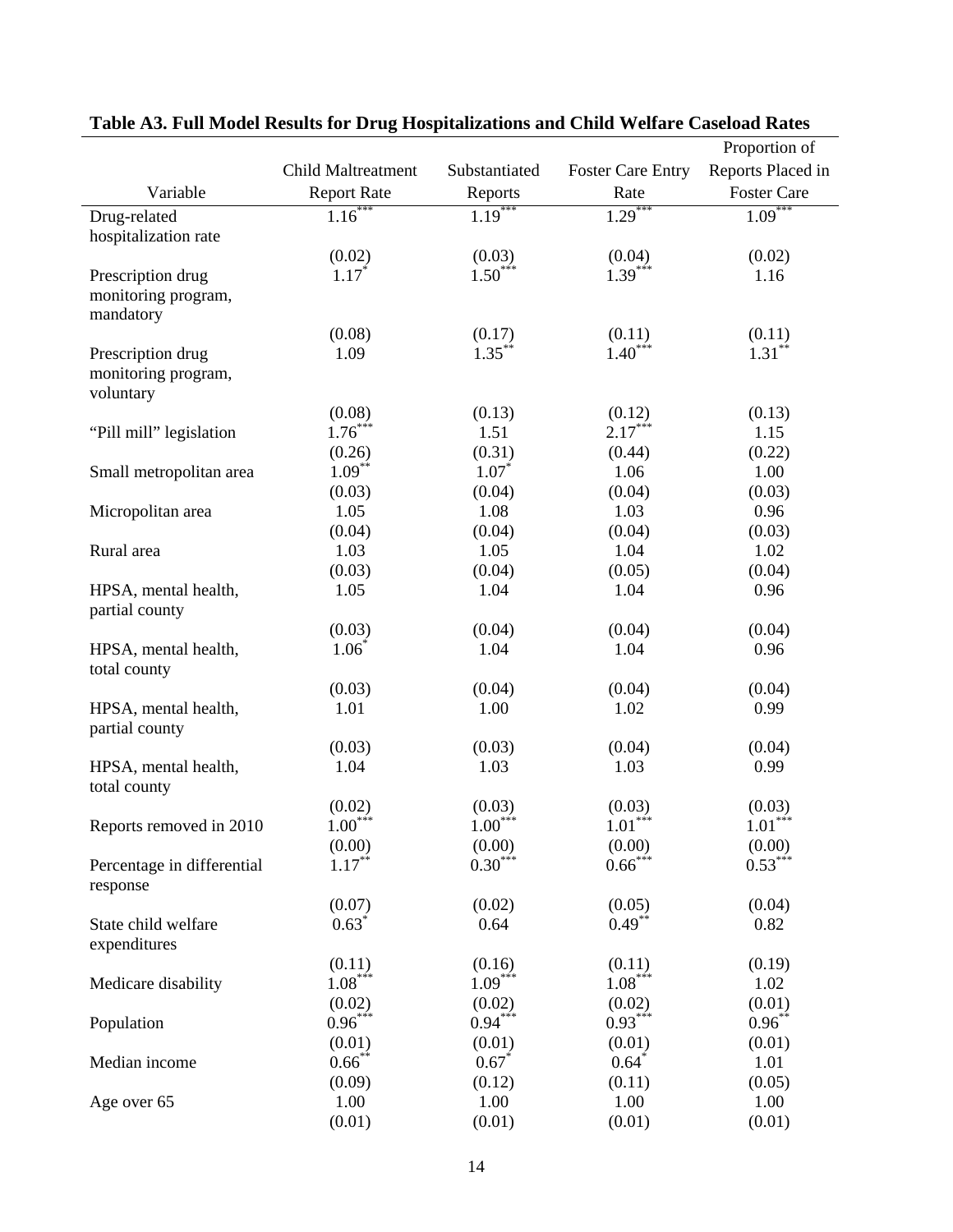**Table A3. Full Model Results for Drug Hospitalizations and Child Welfare Caseload Rates**

| Variable | Child Maltreatment Report Rate | Substantiated Reports | Foster Care Entry Rate | Proportion of Reports Placed in Foster Care |
|---|---|---|---|---|
| Drug-related hospitalization rate | 1.16*** | 1.19*** | 1.29*** | 1.09*** |
| | (0.02) | (0.03) | (0.04) | (0.02) |
| Prescription drug monitoring program, mandatory | 1.17* | 1.50*** | 1.39*** | 1.16 |
| | (0.08) | (0.17) | (0.11) | (0.11) |
| Prescription drug monitoring program, voluntary | 1.09 | 1.35** | 1.40*** | 1.31** |
| | (0.08) | (0.13) | (0.12) | (0.13) |
| "Pill mill" legislation | 1.76*** | 1.51 | 2.17*** | 1.15 |
| | (0.26) | (0.31) | (0.44) | (0.22) |
| Small metropolitan area | 1.09** | 1.07* | 1.06 | 1.00 |
| | (0.03) | (0.04) | (0.04) | (0.03) |
| Micropolitan area | 1.05 | 1.08 | 1.03 | 0.96 |
| | (0.04) | (0.04) | (0.04) | (0.03) |
| Rural area | 1.03 | 1.05 | 1.04 | 1.02 |
| | (0.03) | (0.04) | (0.05) | (0.04) |
| HPSA, mental health, partial county | 1.05 | 1.04 | 1.04 | 0.96 |
| | (0.03) | (0.04) | (0.04) | (0.04) |
| HPSA, mental health, total county | 1.06* | 1.04 | 1.04 | 0.96 |
| | (0.03) | (0.04) | (0.04) | (0.04) |
| HPSA, mental health, partial county | 1.01 | 1.00 | 1.02 | 0.99 |
| | (0.03) | (0.03) | (0.04) | (0.04) |
| HPSA, mental health, total county | 1.04 | 1.03 | 1.03 | 0.99 |
| | (0.02) | (0.03) | (0.03) | (0.03) |
| Reports removed in 2010 | 1.00*** | 1.00*** | 1.01*** | 1.01*** |
| | (0.00) | (0.00) | (0.00) | (0.00) |
| Percentage in differential response | 1.17** | 0.30*** | 0.66*** | 0.53*** |
| | (0.07) | (0.02) | (0.05) | (0.04) |
| State child welfare expenditures | 0.63* | 0.64 | 0.49** | 0.82 |
| | (0.11) | (0.16) | (0.11) | (0.19) |
| Medicare disability | 1.08*** | 1.09*** | 1.08*** | 1.02 |
| | (0.02) | (0.02) | (0.02) | (0.01) |
| Population | 0.96*** | 0.94*** | 0.93*** | 0.96** |
| | (0.01) | (0.01) | (0.01) | (0.01) |
| Median income | 0.66** | 0.67* | 0.64* | 1.01 |
| | (0.09) | (0.12) | (0.11) | (0.05) |
| Age over 65 | 1.00 | 1.00 | 1.00 | 1.00 |
| | (0.01) | (0.01) | (0.01) | (0.01) |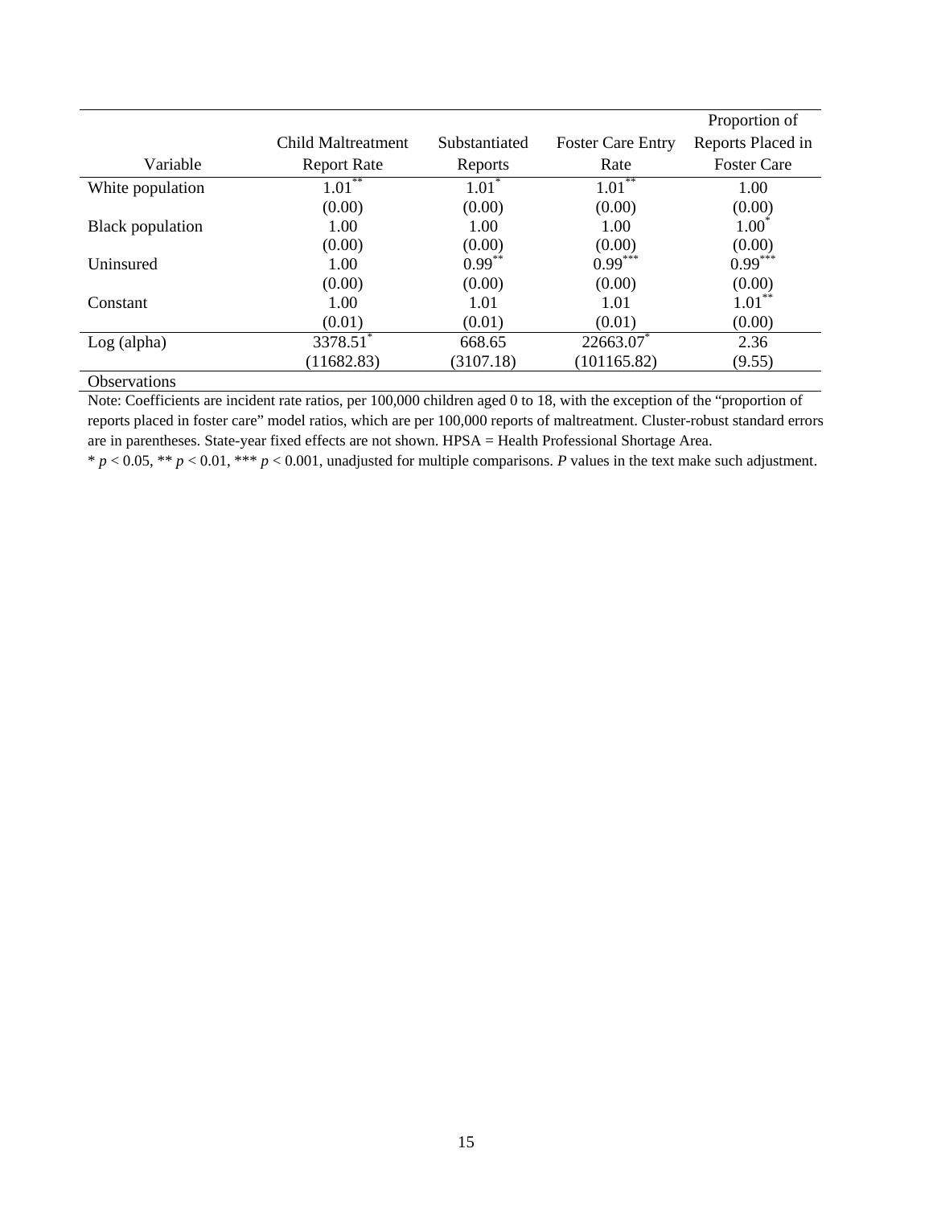| Variable | Child Maltreatment Report Rate | Substantiated Reports | Foster Care Entry Rate | Proportion of Reports Placed in Foster Care |
|---|---|---|---|---|
| White population | 1.01** | 1.01* | 1.01** | 1.00 |
| | (0.00) | (0.00) | (0.00) | (0.00) |
| Black population | 1.00 | 1.00 | 1.00 | 1.00* |
| | (0.00) | (0.00) | (0.00) | (0.00) |
| Uninsured | 1.00 | 0.99** | 0.99*** | 0.99*** |
| | (0.00) | (0.00) | (0.00) | (0.00) |
| Constant | 1.00 | 1.01 | 1.01 | 1.01** |
| | (0.01) | (0.01) | (0.01) | (0.00) |
| Log (alpha) | 3378.51* | 668.65 | 22663.07* | 2.36 |
| | (11682.83) | (3107.18) | (101165.82) | (9.55) |
| Observations | | | | |

Note: Coefficients are incident rate ratios, per 100,000 children aged 0 to 18, with the exception of the "proportion of reports placed in foster care" model ratios, which are per 100,000 reports of maltreatment. Cluster-robust standard errors are in parentheses. State-year fixed effects are not shown. HPSA = Health Professional Shortage Area.

* $p < 0.05$, ** $p < 0.01$, *** $p < 0.001$, unadjusted for multiple comparisons. *P* values in the text make such adjustment.